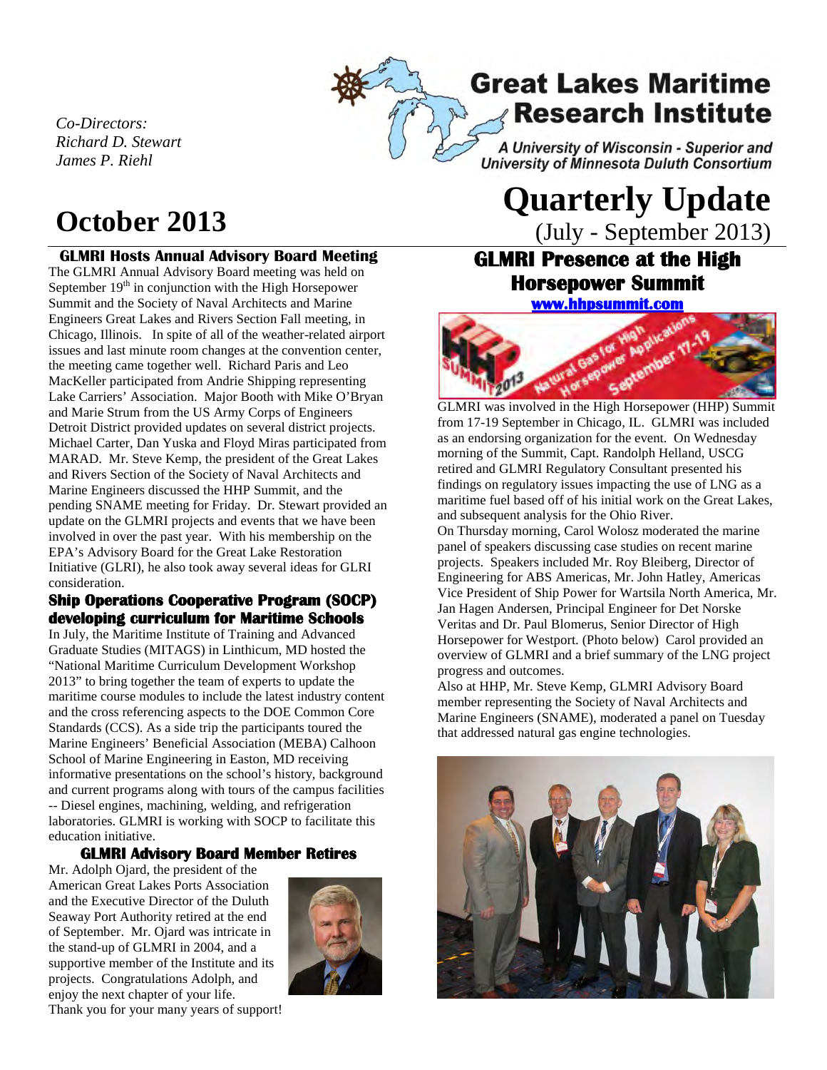# Great Lakes Maritime Research Institute

*A University of Wisconsin - Superior and University of Minnesota Duluth Consortium*

*Co-Directors:*
*Richard D. Stewart*
*James P. Riehl*

# Quarterly Update

(July - September 2013)

# October 2013

## GLMRI Hosts Annual Advisory Board Meeting

The GLMRI Annual Advisory Board meeting was held on September 19th in conjunction with the High Horsepower Summit and the Society of Naval Architects and Marine Engineers Great Lakes and Rivers Section Fall meeting, in Chicago, Illinois. In spite of all of the weather-related airport issues and last minute room changes at the convention center, the meeting came together well. Richard Paris and Leo MacKeller participated from Andrie Shipping representing Lake Carriers' Association. Major Booth with Mike O'Bryan and Marie Strum from the US Army Corps of Engineers Detroit District provided updates on several district projects. Michael Carter, Dan Yuska and Floyd Miras participated from MARAD. Mr. Steve Kemp, the president of the Great Lakes and Rivers Section of the Society of Naval Architects and Marine Engineers discussed the HHP Summit, and the pending SNAME meeting for Friday. Dr. Stewart provided an update on the GLMRI projects and events that we have been involved in over the past year. With his membership on the EPA's Advisory Board for the Great Lake Restoration Initiative (GLRI), he also took away several ideas for GLRI consideration.

## Ship Operations Cooperative Program (SOCP) developing curriculum for Maritime Schools

In July, the Maritime Institute of Training and Advanced Graduate Studies (MITAGS) in Linthicum, MD hosted the "National Maritime Curriculum Development Workshop 2013" to bring together the team of experts to update the maritime course modules to include the latest industry content and the cross referencing aspects to the DOE Common Core Standards (CCS). As a side trip the participants toured the Marine Engineers' Beneficial Association (MEBA) Calhoon School of Marine Engineering in Easton, MD receiving informative presentations on the school's history, background and current programs along with tours of the campus facilities -- Diesel engines, machining, welding, and refrigeration laboratories. GLMRI is working with SOCP to facilitate this education initiative.

## GLMRI Advisory Board Member Retires

Mr. Adolph Ojard, the president of the American Great Lakes Ports Association and the Executive Director of the Duluth Seaway Port Authority retired at the end of September. Mr. Ojard was intricate in the stand-up of GLMRI in 2004, and a supportive member of the Institute and its projects. Congratulations Adolph, and enjoy the next chapter of your life.
Thank you for your many years of support!

## GLMRI Presence at the High Horsepower Summit

www.hhpsummit.com

GLMRI was involved in the High Horsepower (HHP) Summit from 17-19 September in Chicago, IL. GLMRI was included as an endorsing organization for the event. On Wednesday morning of the Summit, Capt. Randolph Helland, USCG retired and GLMRI Regulatory Consultant presented his findings on regulatory issues impacting the use of LNG as a maritime fuel based off of his initial work on the Great Lakes, and subsequent analysis for the Ohio River.

On Thursday morning, Carol Wolosz moderated the marine panel of speakers discussing case studies on recent marine projects. Speakers included Mr. Roy Bleiberg, Director of Engineering for ABS Americas, Mr. John Hatley, Americas Vice President of Ship Power for Wartsila North America, Mr. Jan Hagen Andersen, Principal Engineer for Det Norske Veritas and Dr. Paul Blomerus, Senior Director of High Horsepower for Westport. (Photo below) Carol provided an overview of GLMRI and a brief summary of the LNG project progress and outcomes.

Also at HHP, Mr. Steve Kemp, GLMRI Advisory Board member representing the Society of Naval Architects and Marine Engineers (SNAME), moderated a panel on Tuesday that addressed natural gas engine technologies.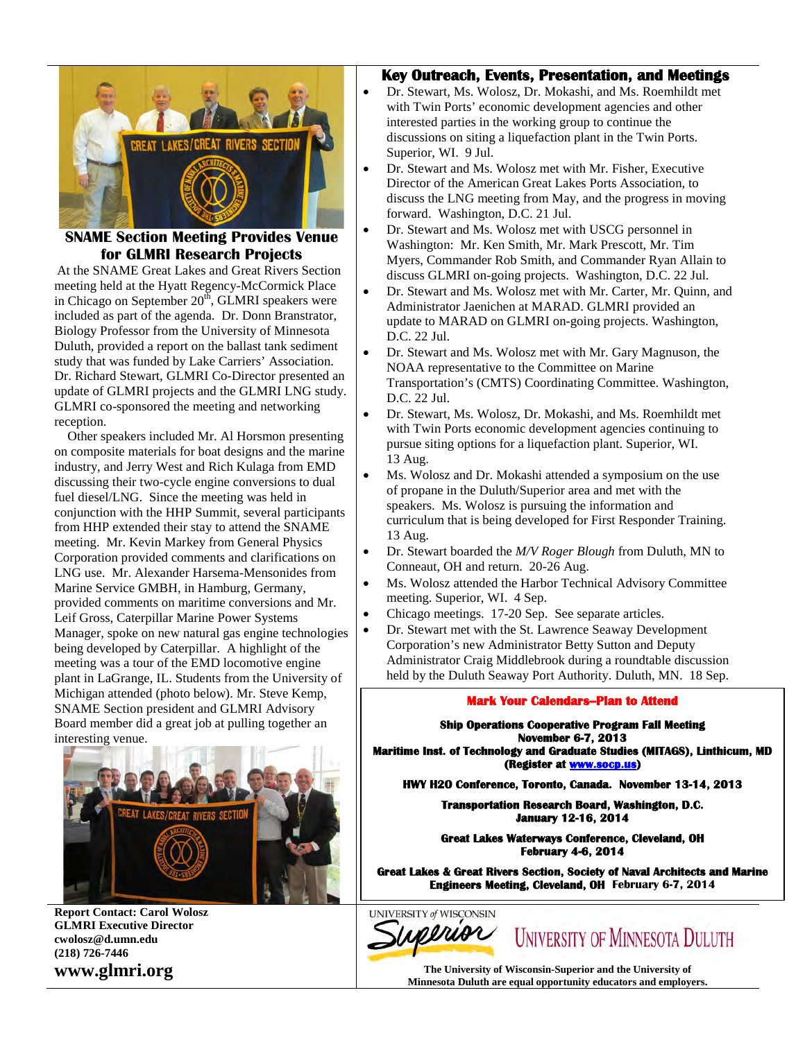## SNAME Section Meeting Provides Venue for GLMRI Research Projects

At the SNAME Great Lakes and Great Rivers Section meeting held at the Hyatt Regency-McCormick Place in Chicago on September 20th, GLMRI speakers were included as part of the agenda. Dr. Donn Branstrator, Biology Professor from the University of Minnesota Duluth, provided a report on the ballast tank sediment study that was funded by Lake Carriers' Association. Dr. Richard Stewart, GLMRI Co-Director presented an update of GLMRI projects and the GLMRI LNG study. GLMRI co-sponsored the meeting and networking reception.

Other speakers included Mr. Al Horsmon presenting on composite materials for boat designs and the marine industry, and Jerry West and Rich Kulaga from EMD discussing their two-cycle engine conversions to dual fuel diesel/LNG. Since the meeting was held in conjunction with the HHP Summit, several participants from HHP extended their stay to attend the SNAME meeting. Mr. Kevin Markey from General Physics Corporation provided comments and clarifications on LNG use. Mr. Alexander Harsema-Mensonides from Marine Service GMBH, in Hamburg, Germany, provided comments on maritime conversions and Mr. Leif Gross, Caterpillar Marine Power Systems Manager, spoke on new natural gas engine technologies being developed by Caterpillar. A highlight of the meeting was a tour of the EMD locomotive engine plant in LaGrange, IL. Students from the University of Michigan attended (photo below). Mr. Steve Kemp, SNAME Section president and GLMRI Advisory Board member did a great job at pulling together an interesting venue.

**Report Contact: Carol Wolosz**
**GLMRI Executive Director**
**cwolosz@d.umn.edu**
**(218) 726-7446**
**www.glmri.org**

## Key Outreach, Events, Presentation, and Meetings

- Dr. Stewart, Ms. Wolosz, Dr. Mokashi, and Ms. Roemhildt met with Twin Ports' economic development agencies and other interested parties in the working group to continue the discussions on siting a liquefaction plant in the Twin Ports. Superior, WI. 9 Jul.
- Dr. Stewart and Ms. Wolosz met with Mr. Fisher, Executive Director of the American Great Lakes Ports Association, to discuss the LNG meeting from May, and the progress in moving forward. Washington, D.C. 21 Jul.
- Dr. Stewart and Ms. Wolosz met with USCG personnel in Washington: Mr. Ken Smith, Mr. Mark Prescott, Mr. Tim Myers, Commander Rob Smith, and Commander Ryan Allain to discuss GLMRI on-going projects. Washington, D.C. 22 Jul.
- Dr. Stewart and Ms. Wolosz met with Mr. Carter, Mr. Quinn, and Administrator Jaenichen at MARAD. GLMRI provided an update to MARAD on GLMRI on-going projects. Washington, D.C. 22 Jul.
- Dr. Stewart and Ms. Wolosz met with Mr. Gary Magnuson, the NOAA representative to the Committee on Marine Transportation's (CMTS) Coordinating Committee. Washington, D.C. 22 Jul.
- Dr. Stewart, Ms. Wolosz, Dr. Mokashi, and Ms. Roemhildt met with Twin Ports economic development agencies continuing to pursue siting options for a liquefaction plant. Superior, WI. 13 Aug.
- Ms. Wolosz and Dr. Mokashi attended a symposium on the use of propane in the Duluth/Superior area and met with the speakers. Ms. Wolosz is pursuing the information and curriculum that is being developed for First Responder Training. 13 Aug.
- Dr. Stewart boarded the *M/V Roger Blough* from Duluth, MN to Conneaut, OH and return. 20-26 Aug.
- Ms. Wolosz attended the Harbor Technical Advisory Committee meeting. Superior, WI. 4 Sep.
- Chicago meetings. 17-20 Sep. See separate articles.
- Dr. Stewart met with the St. Lawrence Seaway Development Corporation's new Administrator Betty Sutton and Deputy Administrator Craig Middlebrook during a roundtable discussion held by the Duluth Seaway Port Authority. Duluth, MN. 18 Sep.

### Mark Your Calendars–Plan to Attend

**Ship Operations Cooperative Program Fall Meeting**
**November 6-7, 2013**
**Maritime Inst. of Technology and Graduate Studies (MITAGS), Linthicum, MD**
**(Register at www.socp.us)**

**HWY H2O Conference, Toronto, Canada. November 13-14, 2013**

**Transportation Research Board, Washington, D.C.**
**January 12-16, 2014**

**Great Lakes Waterways Conference, Cleveland, OH**
**February 4-6, 2014**

**Great Lakes & Great Rivers Section, Society of Naval Architects and Marine Engineers Meeting, Cleveland, OH February 6-7, 2014**

University of Wisconsin Superior — University of Minnesota Duluth

**The University of Wisconsin-Superior and the University of Minnesota Duluth are equal opportunity educators and employers.**